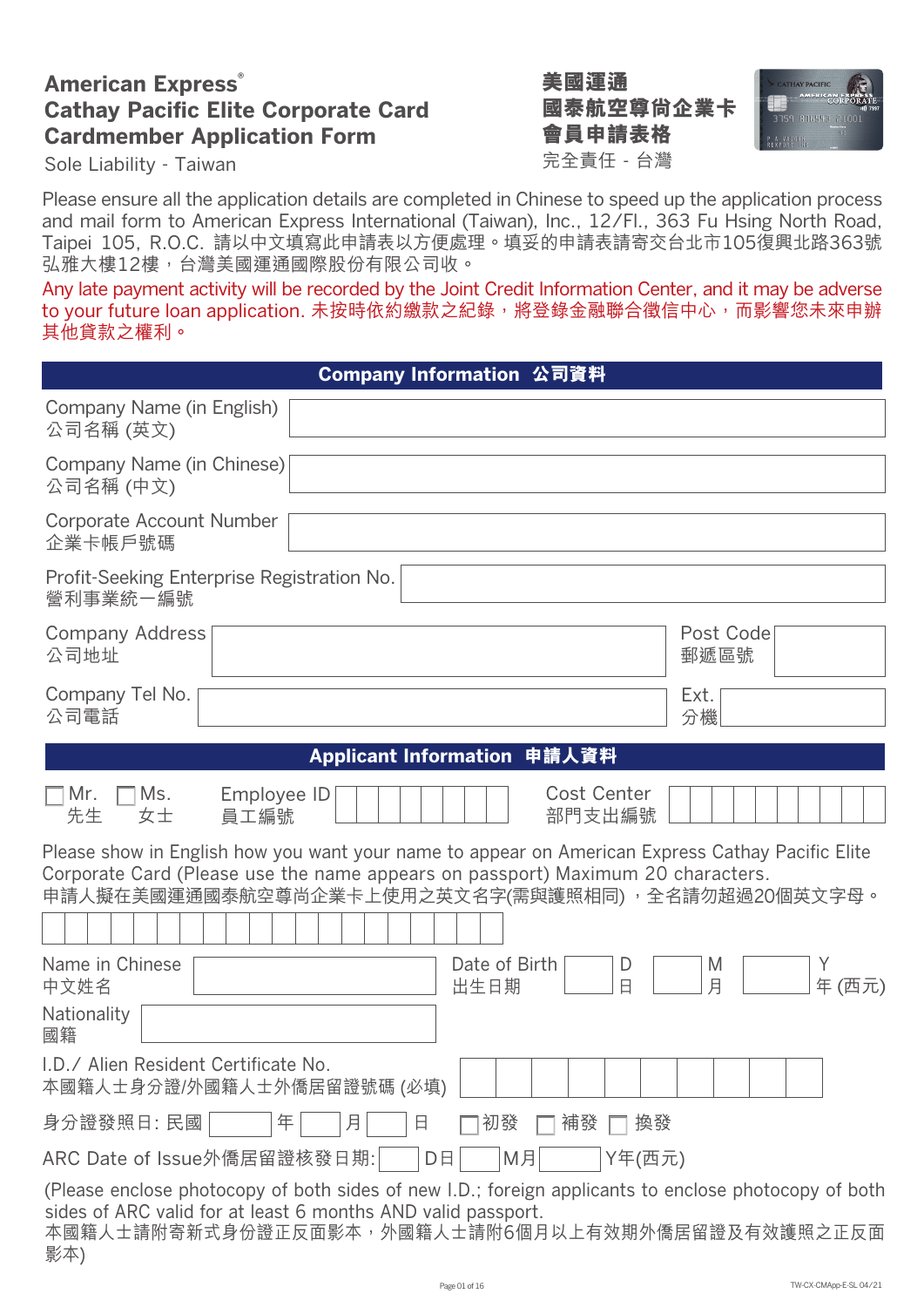# American Express® Cathay Pacific Elite Corporate Card Cardmember Application Form

Sole Liability - Taiwan

# 美國運通 國泰航空尊尚企業卡 會員申請表格

完全責任 - 台灣

Please ensure all the application details are completed in Chinese to speed up the application process and mail form to American Express International (Taiwan), Inc., 12/Fl., 363 Fu Hsing North Road, Taipei 105, R.O.C. 請以中文填寫此申請表以方便處理。填妥的申請表請寄交台北市105復興北路363號弘雅大樓12樓，台灣美國運通國際股份有限公司收。

Any late payment activity will be recorded by the Joint Credit Information Center, and it may be adverse to your future loan application. 未按時依約繳款之紀錄，將登錄金融聯合徵信中心，而影響您未來申辦其他貸款之權利。

## Company Information 公司資料

| | |
|---|---|
| Company Name (in English) 公司名稱 (英文) | |
| Company Name (in Chinese) 公司名稱 (中文) | |
| Corporate Account Number 企業卡帳戶號碼 | |
| Profit-Seeking Enterprise Registration No. 營利事業統一編號 | |
| Company Address 公司地址 | Post Code 郵遞區號 |
| Company Tel No. 公司電話 | Ext. 分機 |

## Applicant Information 申請人資料

☐ Mr. 先生 ☐ Ms. 女士 Employee ID 員工編號 Cost Center 部門支出編號

Please show in English how you want your name to appear on American Express Cathay Pacific Elite Corporate Card (Please use the name appears on passport) Maximum 20 characters.
申請人擬在美國運通國泰航空尊尚企業卡上使用之英文名字(需與護照相同)，全名請勿超過20個英文字母。

Name in Chinese 中文姓名 ________ Date of Birth 出生日期 ____ D 日 ____ M 月 ____ Y 年 (西元)

Nationality 國籍 ________

I.D./ Alien Resident Certificate No. 本國籍人士身分證/外國籍人士外僑居留證號碼 (必填) ________

身分證發照日: 民國 ____ 年 ____ 月 ____ 日 ☐初發 ☐補發 ☐換發

ARC Date of Issue外僑居留證核發日期: ____ D日 ____ M月 ____ Y年(西元)

(Please enclose photocopy of both sides of new I.D.; foreign applicants to enclose photocopy of both sides of ARC valid for at least 6 months AND valid passport.
本國籍人士請附寄新式身份證正反面影本，外國籍人士請附6個月以上有效期外僑居留證及有效護照之正反面影本)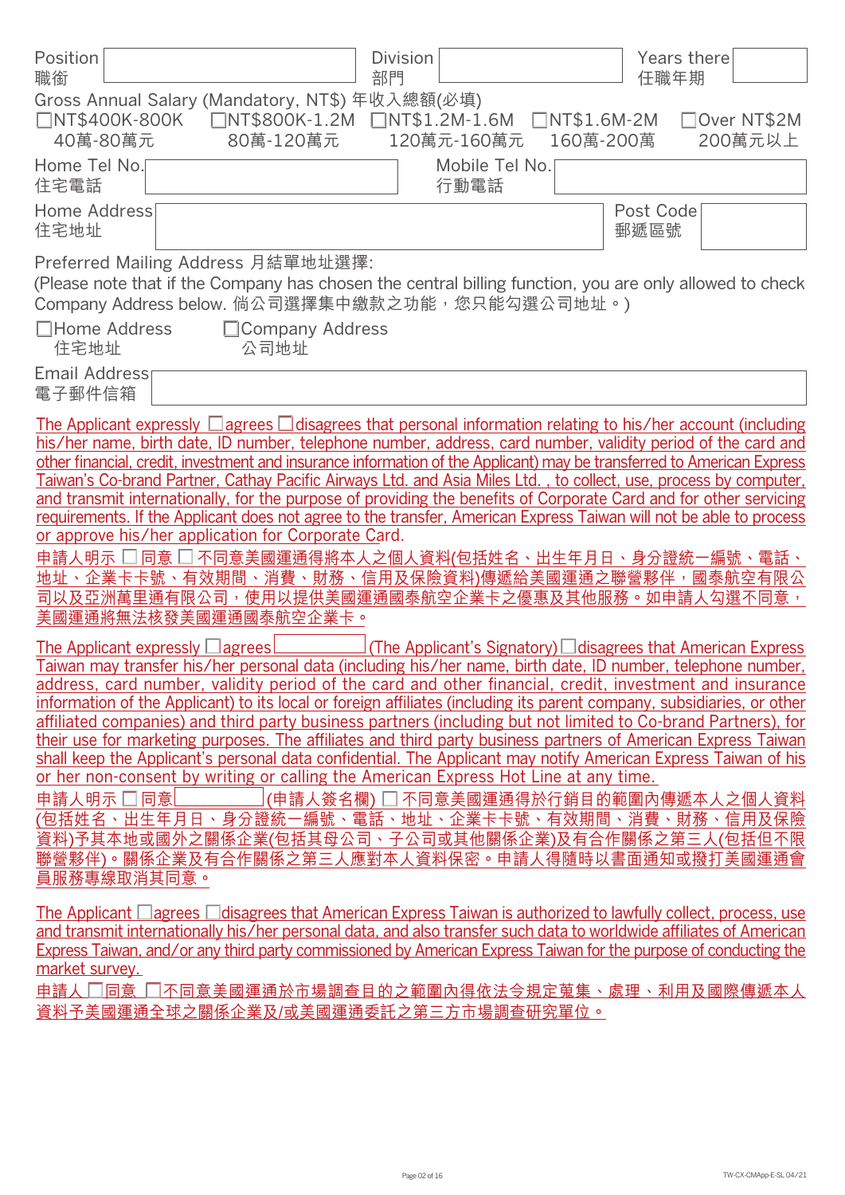| Position 職銜 | | Division 部門 | | Years there 任職年期 | |
|---|---|---|---|---|---|

Gross Annual Salary (Mandatory, NT$) 年收入總額(必填)

☐NT$400K-800K 40萬-80萬元 ☐NT$800K-1.2M 80萬-120萬元 ☐NT$1.2M-1.6M 120萬元-160萬元 ☐NT$1.6M-2M 160萬-200萬 ☐Over NT$2M 200萬元以上

| Home Tel No. 住宅電話 | | Mobile Tel No. 行動電話 | |
|---|---|---|---|
| Home Address 住宅地址 | | Post Code 郵遞區號 | |

Preferred Mailing Address 月結單地址選擇:
(Please note that if the Company has chosen the central billing function, you are only allowed to check Company Address below. 倘公司選擇集中繳款之功能，您只能勾選公司地址。)

☐Home Address 住宅地址 ☐Company Address 公司地址

| Email Address 電子郵件信箱 | |
|---|---|

The Applicant expressly ☐agrees ☐disagrees that personal information relating to his/her account (including his/her name, birth date, ID number, telephone number, address, card number, validity period of the card and other financial, credit, investment and insurance information of the Applicant) may be transferred to American Express Taiwan's Co-brand Partner, Cathay Pacific Airways Ltd. and Asia Miles Ltd. , to collect, use, process by computer, and transmit internationally, for the purpose of providing the benefits of Corporate Card and for other servicing requirements. If the Applicant does not agree to the transfer, American Express Taiwan will not be able to process or approve his/her application for Corporate Card.

申請人明示 ☐ 同意 ☐ 不同意美國運通得將本人之個人資料(包括姓名、出生年月日、身分證統一編號、電話、地址、企業卡卡號、有效期間、消費、財務、信用及保險資料)傳遞給美國運通之聯營夥伴，國泰航空有限公司以及亞洲萬里通有限公司，使用以提供美國運通國泰航空企業卡之優惠及其他服務。如申請人勾選不同意，美國運通將無法核發美國運通國泰航空企業卡。

The Applicant expressly ☐agrees ________ (The Applicant's Signatory) ☐disagrees that American Express Taiwan may transfer his/her personal data (including his/her name, birth date, ID number, telephone number, address, card number, validity period of the card and other financial, credit, investment and insurance information of the Applicant) to its local or foreign affiliates (including its parent company, subsidiaries, or other affiliated companies) and third party business partners (including but not limited to Co-brand Partners), for their use for marketing purposes. The affiliates and third party business partners of American Express Taiwan shall keep the Applicant's personal data confidential. The Applicant may notify American Express Taiwan of his or her non-consent by writing or calling the American Express Hot Line at any time.

申請人明示 ☐ 同意 ________ (申請人簽名欄) ☐ 不同意美國運通得於行銷目的範圍內傳遞本人之個人資料(包括姓名、出生年月日、身分證統一編號、電話、地址、企業卡卡號、有效期間、消費、財務、信用及保險資料)予其本地或國外之關係企業(包括其母公司、子公司或其他關係企業)及有合作關係之第三人(包括但不限聯營夥伴)。關係企業及有合作關係之第三人應對本人資料保密。申請人得隨時以書面通知或撥打美國運通會員服務專線取消其同意。

The Applicant ☐agrees ☐disagrees that American Express Taiwan is authorized to lawfully collect, process, use and transmit internationally his/her personal data, and also transfer such data to worldwide affiliates of American Express Taiwan, and/or any third party commissioned by American Express Taiwan for the purpose of conducting the market survey.

申請人 ☐同意 ☐不同意美國運通於市場調查目的之範圍內得依法令規定蒐集、處理、利用及國際傳遞本人資料予美國運通全球之關係企業及/或美國運通委託之第三方市場調查研究單位。

TW-CX-CMApp-E-SL 04/21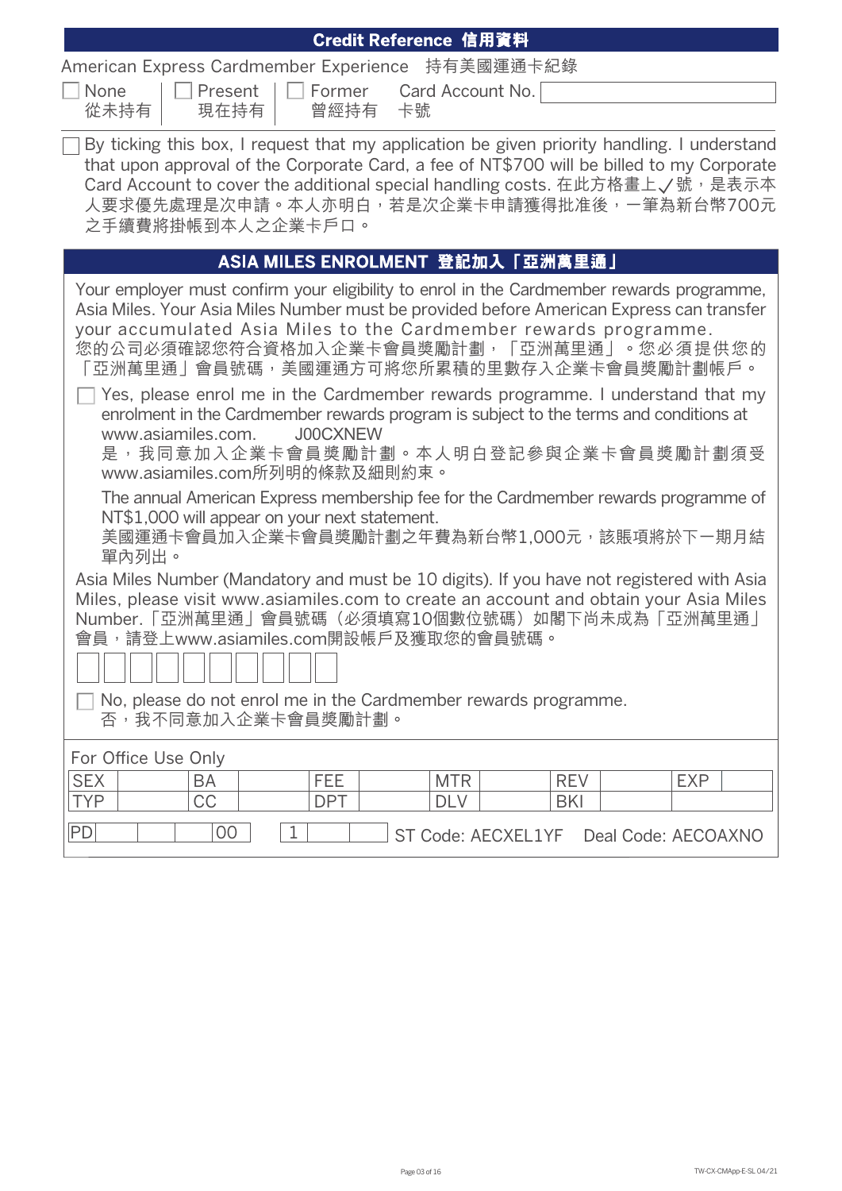## Credit Reference 信用資料

American Express Cardmember Experience 持有美國運通卡紀錄

☐ None 從未持有 | ☐ Present 現在持有 | ☐ Former 曾經持有 | Card Account No. 卡號 ______________

☐ By ticking this box, I request that my application be given priority handling. I understand that upon approval of the Corporate Card, a fee of NT$700 will be billed to my Corporate Card Account to cover the additional special handling costs. 在此方格畫上✓號，是表示本人要求優先處理是次申請。本人亦明白，若是次企業卡申請獲得批准後，一筆為新台幣700元之手續費將掛帳到本人之企業卡戶口。

## ASIA MILES ENROLMENT 登記加入「亞洲萬里通」

Your employer must confirm your eligibility to enrol in the Cardmember rewards programme, Asia Miles. Your Asia Miles Number must be provided before American Express can transfer your accumulated Asia Miles to the Cardmember rewards programme.
您的公司必須確認您符合資格加入企業卡會員獎勵計劃，「亞洲萬里通」。您必須提供您的「亞洲萬里通」會員號碼，美國運通方可將您所累積的里數存入企業卡會員獎勵計劃帳戶。

☐ Yes, please enrol me in the Cardmember rewards programme. I understand that my enrolment in the Cardmember rewards program is subject to the terms and conditions at www.asiamiles.com. J00CXNEW
是，我同意加入企業卡會員獎勵計劃。本人明白登記參與企業卡會員獎勵計劃須受www.asiamiles.com所列明的條款及細則約束。

The annual American Express membership fee for the Cardmember rewards programme of NT$1,000 will appear on your next statement.
美國運通卡會員加入企業卡會員獎勵計劃之年費為新台幣1,000元，該賬項將於下一期月結單內列出。

Asia Miles Number (Mandatory and must be 10 digits). If you have not registered with Asia Miles, please visit www.asiamiles.com to create an account and obtain your Asia Miles Number.「亞洲萬里通」會員號碼（必須填寫10個數位號碼）如閣下尚未成為「亞洲萬里通」會員，請登上www.asiamiles.com開設帳戶及獲取您的會員號碼。

| | | | | | | | | | |
|---|---|---|---|---|---|---|---|---|---|
| | | | | | | | | | |

☐ No, please do not enrol me in the Cardmember rewards programme.
否，我不同意加入企業卡會員獎勵計劃。

For Office Use Only

| SEX | | BA | | FEE | | MTR | | REV | | EXP | |
|---|---|---|---|---|---|---|---|---|---|---|---|
| TYP | | CC | | DPT | | DLV | | BKI | | | |

PD | | | 00 | 1 | | | ST Code: AECXEL1YF Deal Code: AECOAXNO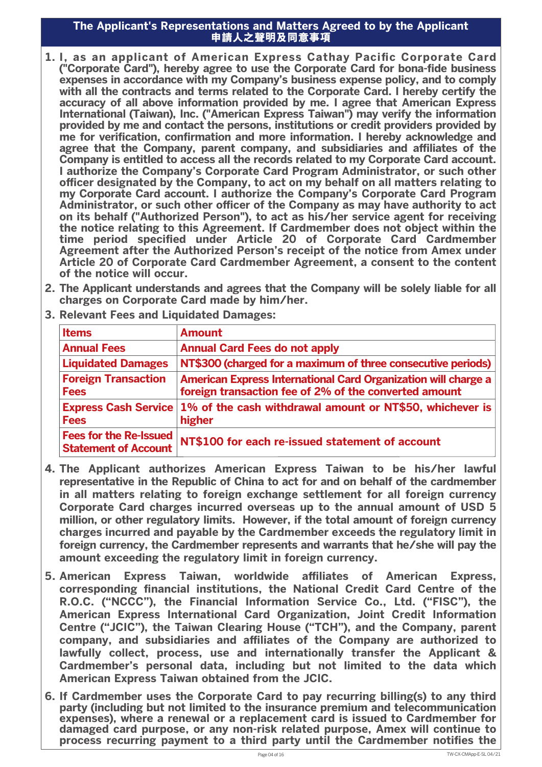## The Applicant's Representations and Matters Agreed to by the Applicant
## 申請人之聲明及同意事項

1. **I, as an applicant of American Express Cathay Pacific Corporate Card ("Corporate Card"), hereby agree to use the Corporate Card for bona-fide business expenses in accordance with my Company's business expense policy, and to comply with all the contracts and terms related to the Corporate Card. I hereby certify the accuracy of all above information provided by me. I agree that American Express International (Taiwan), Inc. ("American Express Taiwan") may verify the information provided by me and contact the persons, institutions or credit providers provided by me for verification, confirmation and more information. I hereby acknowledge and agree that the Company, parent company, and subsidiaries and affiliates of the Company is entitled to access all the records related to my Corporate Card account. I authorize the Company's Corporate Card Program Administrator, or such other officer designated by the Company, to act on my behalf on all matters relating to my Corporate Card account. I authorize the Company's Corporate Card Program Administrator, or such other officer of the Company as may have authority to act on its behalf ("Authorized Person"), to act as his/her service agent for receiving the notice relating to this Agreement. If Cardmember does not object within the time period specified under Article 20 of Corporate Card Cardmember Agreement after the Authorized Person's receipt of the notice from Amex under Article 20 of Corporate Card Cardmember Agreement, a consent to the content of the notice will occur.**

2. **The Applicant understands and agrees that the Company will be solely liable for all charges on Corporate Card made by him/her.**

3. **Relevant Fees and Liquidated Damages:**

| Items | Amount |
|---|---|
| Annual Fees | Annual Card Fees do not apply |
| Liquidated Damages | NT$300 (charged for a maximum of three consecutive periods) |
| Foreign Transaction Fees | American Express International Card Organization will charge a foreign transaction fee of 2% of the converted amount |
| Express Cash Service Fees | 1% of the cash withdrawal amount or NT$50, whichever is higher |
| Fees for the Re-Issued Statement of Account | NT$100 for each re-issued statement of account |

4. **The Applicant authorizes American Express Taiwan to be his/her lawful representative in the Republic of China to act for and on behalf of the cardmember in all matters relating to foreign exchange settlement for all foreign currency Corporate Card charges incurred overseas up to the annual amount of USD 5 million, or other regulatory limits. However, if the total amount of foreign currency charges incurred and payable by the Cardmember exceeds the regulatory limit in foreign currency, the Cardmember represents and warrants that he/she will pay the amount exceeding the regulatory limit in foreign currency.**

5. **American Express Taiwan, worldwide affiliates of American Express, corresponding financial institutions, the National Credit Card Centre of the R.O.C. ("NCCC"), the Financial Information Service Co., Ltd. ("FISC"), the American Express International Card Organization, Joint Credit Information Centre ("JCIC"), the Taiwan Clearing House ("TCH"), and the Company, parent company, and subsidiaries and affiliates of the Company are authorized to lawfully collect, process, use and internationally transfer the Applicant & Cardmember's personal data, including but not limited to the data which American Express Taiwan obtained from the JCIC.**

6. **If Cardmember uses the Corporate Card to pay recurring billing(s) to any third party (including but not limited to the insurance premium and telecommunication expenses), where a renewal or a replacement card is issued to Cardmember for damaged card purpose, or any non-risk related purpose, Amex will continue to process recurring payment to a third party until the Cardmember notifies the**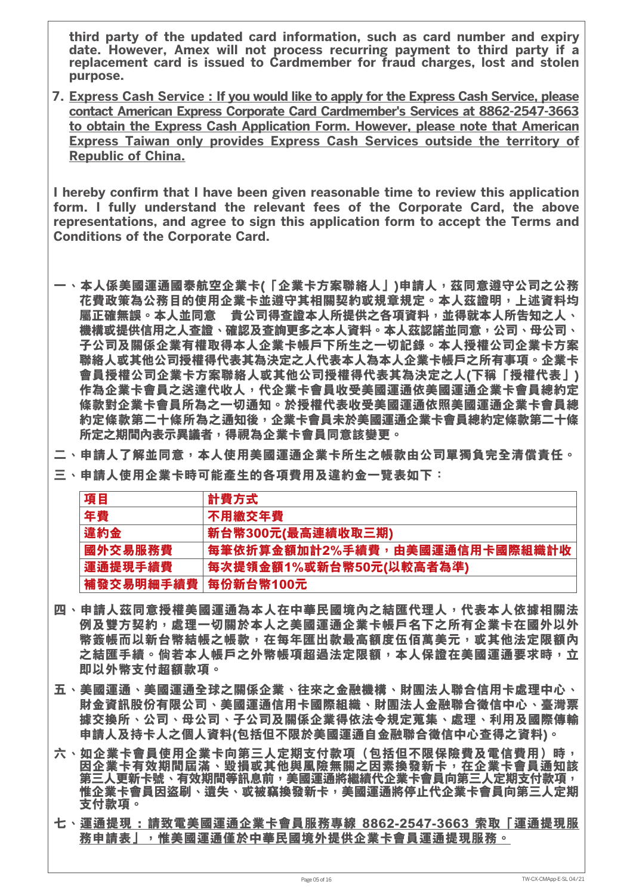**third party of the updated card information, such as card number and expiry date. However, Amex will not process recurring payment to third party if a replacement card is issued to Cardmember for fraud charges, lost and stolen purpose.**

7. **Express Cash Service : If you would like to apply for the Express Cash Service, please contact American Express Corporate Card Cardmember's Services at 8862-2547-3663 to obtain the Express Cash Application Form. However, please note that American Express Taiwan only provides Express Cash Services outside the territory of Republic of China.**

**I hereby confirm that I have been given reasonable time to review this application form. I fully understand the relevant fees of the Corporate Card, the above representations, and agree to sign this application form to accept the Terms and Conditions of the Corporate Card.**

一、本人係美國運通國泰航空企業卡(「企業卡方案聯絡人」)申請人，茲同意遵守公司之公務花費政策為公務目的使用企業卡並遵守其相關契約或規章規定。本人茲證明，上述資料均屬正確無誤。本人並同意　貴公司得查證本人所提供之各項資料，並得就本人所告知之人、機構或提供信用之人查證、確認及查詢更多之本人資料。本人茲認諾並同意，公司、母公司、子公司及關係企業有權取得本人企業卡帳戶下所生之一切記錄。本人授權公司企業卡方案聯絡人或其他公司授權得代表其為決定之人代表本人為本人企業卡帳戶之所有事項。企業卡會員授權公司企業卡方案聯絡人或其他公司授權得代表其為決定之人(下稱「授權代表」)作為企業卡會員之送達代收人，代企業卡會員收受美國運通依美國運通企業卡會員總約定條款對企業卡會員所為之一切通知。於授權代表收受美國運通依照美國運通企業卡會員總約定條款第二十條所為之通知後，企業卡會員未於美國運通企業卡會員總約定條款第二十條所定之期間內表示異議者，得視為企業卡會員同意該變更。

二、申請人了解並同意，本人使用美國運通企業卡所生之帳款由公司單獨負完全清償責任。

三、申請人使用企業卡時可能產生的各項費用及違約金一覽表如下：

| 項目 | 計費方式 |
|---|---|
| 年費 | 不用繳交年費 |
| 違約金 | 新台幣300元(最高連續收取三期) |
| 國外交易服務費 | 每筆依折算金額加計2%手續費，由美國運通信用卡國際組織計收 |
| 運通提現手續費 | 每次提領金額1%或新台幣50元(以較高者為準) |
| 補發交易明細手續費 | 每份新台幣100元 |

四、申請人茲同意授權美國運通為本人在中華民國境內之結匯代理人，代表本人依據相關法例及雙方契約，處理一切關於本人之美國運通企業卡帳戶名下之所有企業卡在國外以外幣簽帳而以新台幣結帳之帳款，在每年匯出款最高額度伍佰萬美元，或其他法定限額內之結匯手續。倘若本人帳戶之外幣帳項超過法定限額，本人保證在美國運通要求時，立即以外幣支付超額款項。

五、美國運通、美國運通全球之關係企業、往來之金融機構、財團法人聯合信用卡處理中心、財金資訊股份有限公司、美國運通信用卡國際組織、財團法人金融聯合徵信中心、臺灣票據交換所、公司、母公司、子公司及關係企業得依法令規定蒐集、處理、利用及國際傳輸申請人及持卡人之個人資料(包括但不限於美國運通自金融聯合徵信中心查得之資料)。

六、如企業卡會員使用企業卡向第三人定期支付款項（包括但不限保險費及電信費用）時，因企業卡有效期間屆滿、毀損或其他與風險無關之因素換發新卡，在企業卡會員通知該第三人更新卡號、有效期間等訊息前，美國運通將繼續代企業卡會員向第三人定期支付款項，惟企業卡會員因盜刷、遺失、或被竊換發新卡，美國運通將停止代企業卡會員向第三人定期支付款項。

七、**運通提現：請致電美國運通企業卡會員服務專線 8862-2547-3663 索取「運通提現服務申請表」，惟美國運通僅於中華民國境外提供企業卡會員運通提現服務。**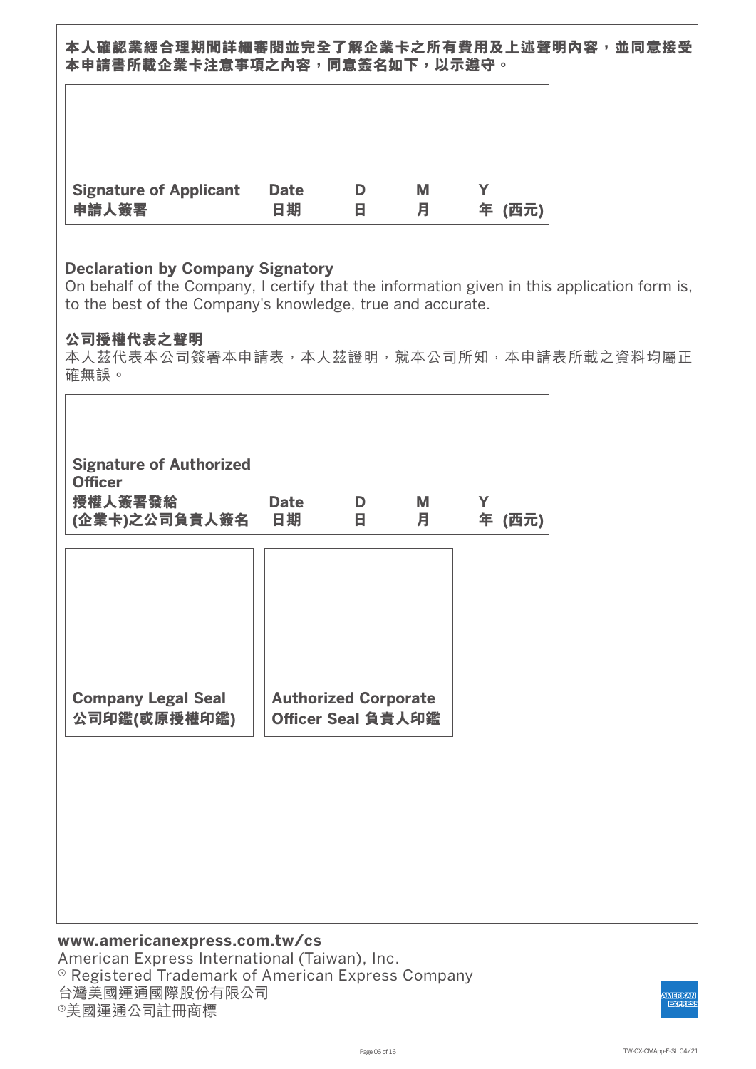**本人確認業經合理期間詳細審閱並完全了解企業卡之所有費用及上述聲明內容，並同意接受本申請書所載企業卡注意事項之內容，同意簽名如下，以示遵守。**

| **Signature of Applicant**<br>**申請人簽署** | **Date**<br>**日期** | **D**<br>**日** | **M**<br>**月** | **Y**<br>**年 (西元)** |
|---|---|---|---|---|

**Declaration by Company Signatory**

On behalf of the Company, I certify that the information given in this application form is, to the best of the Company's knowledge, true and accurate.

**公司授權代表之聲明**

本人茲代表本公司簽署本申請表，本人茲證明，就本公司所知，本申請表所載之資料均屬正確無誤。

| **Signature of Authorized Officer**<br>**授權人簽署發給**<br>**(企業卡)之公司負責人簽名** | **Date**<br>**日期** | **D**<br>**日** | **M**<br>**月** | **Y**<br>**年 (西元)** |
|---|---|---|---|---|

| **Company Legal Seal**<br>**公司印鑑(或原授權印鑑)** | **Authorized Corporate Officer Seal 負責人印鑑** |
|---|---|

**www.americanexpress.com.tw/cs**

American Express International (Taiwan), Inc.

® Registered Trademark of American Express Company

台灣美國運通國際股份有限公司

®美國運通公司註冊商標

TW-CX-CMApp-E-SL 04/21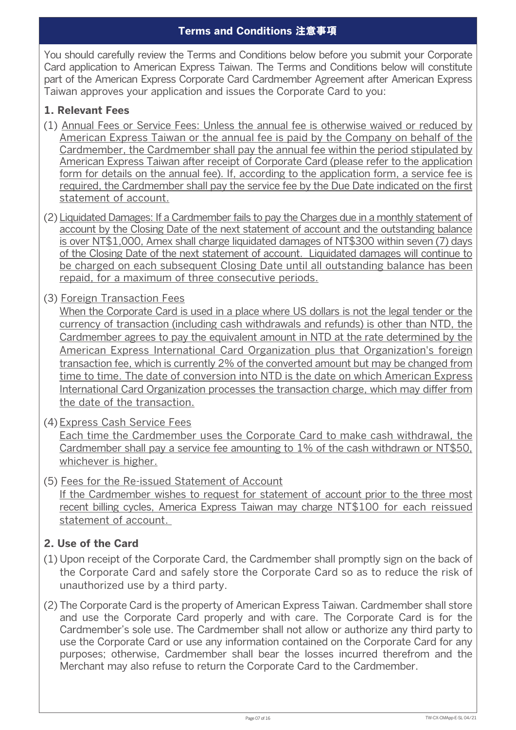## Terms and Conditions 注意事項

You should carefully review the Terms and Conditions below before you submit your Corporate Card application to American Express Taiwan. The Terms and Conditions below will constitute part of the American Express Corporate Card Cardmember Agreement after American Express Taiwan approves your application and issues the Corporate Card to you:

### 1. Relevant Fees

(1) Annual Fees or Service Fees: Unless the annual fee is otherwise waived or reduced by American Express Taiwan or the annual fee is paid by the Company on behalf of the Cardmember, the Cardmember shall pay the annual fee within the period stipulated by American Express Taiwan after receipt of Corporate Card (please refer to the application form for details on the annual fee). If, according to the application form, a service fee is required, the Cardmember shall pay the service fee by the Due Date indicated on the first statement of account.

(2) Liquidated Damages: If a Cardmember fails to pay the Charges due in a monthly statement of account by the Closing Date of the next statement of account and the outstanding balance is over NT$1,000, Amex shall charge liquidated damages of NT$300 within seven (7) days of the Closing Date of the next statement of account. Liquidated damages will continue to be charged on each subsequent Closing Date until all outstanding balance has been repaid, for a maximum of three consecutive periods.

(3) Foreign Transaction Fees
When the Corporate Card is used in a place where US dollars is not the legal tender or the currency of transaction (including cash withdrawals and refunds) is other than NTD, the Cardmember agrees to pay the equivalent amount in NTD at the rate determined by the American Express International Card Organization plus that Organization's foreign transaction fee, which is currently 2% of the converted amount but may be changed from time to time. The date of conversion into NTD is the date on which American Express International Card Organization processes the transaction charge, which may differ from the date of the transaction.

(4) Express Cash Service Fees
Each time the Cardmember uses the Corporate Card to make cash withdrawal, the Cardmember shall pay a service fee amounting to 1% of the cash withdrawn or NT$50, whichever is higher.

(5) Fees for the Re-issued Statement of Account
If the Cardmember wishes to request for statement of account prior to the three most recent billing cycles, America Express Taiwan may charge NT$100 for each reissued statement of account.

### 2. Use of the Card

(1) Upon receipt of the Corporate Card, the Cardmember shall promptly sign on the back of the Corporate Card and safely store the Corporate Card so as to reduce the risk of unauthorized use by a third party.

(2) The Corporate Card is the property of American Express Taiwan. Cardmember shall store and use the Corporate Card properly and with care. The Corporate Card is for the Cardmember's sole use. The Cardmember shall not allow or authorize any third party to use the Corporate Card or use any information contained on the Corporate Card for any purposes; otherwise, Cardmember shall bear the losses incurred therefrom and the Merchant may also refuse to return the Corporate Card to the Cardmember.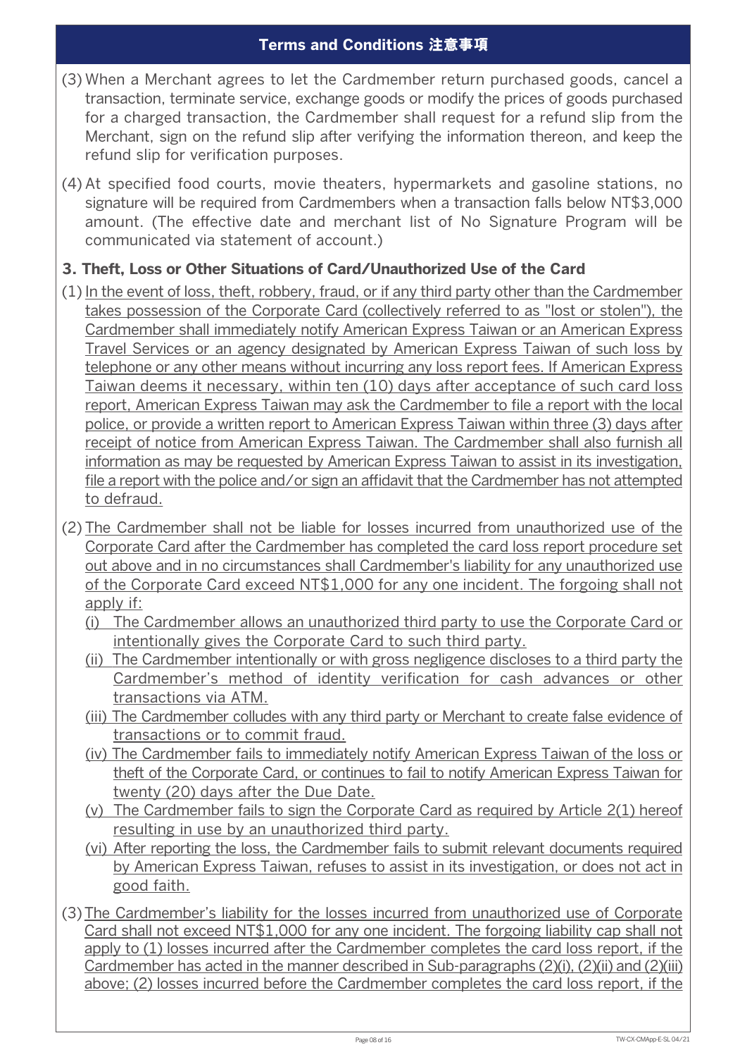## Terms and Conditions 注意事項

(3) When a Merchant agrees to let the Cardmember return purchased goods, cancel a transaction, terminate service, exchange goods or modify the prices of goods purchased for a charged transaction, the Cardmember shall request for a refund slip from the Merchant, sign on the refund slip after verifying the information thereon, and keep the refund slip for verification purposes.

(4) At specified food courts, movie theaters, hypermarkets and gasoline stations, no signature will be required from Cardmembers when a transaction falls below NT$3,000 amount. (The effective date and merchant list of No Signature Program will be communicated via statement of account.)

### 3. Theft, Loss or Other Situations of Card/Unauthorized Use of the Card

(1) In the event of loss, theft, robbery, fraud, or if any third party other than the Cardmember takes possession of the Corporate Card (collectively referred to as "lost or stolen"), the Cardmember shall immediately notify American Express Taiwan or an American Express Travel Services or an agency designated by American Express Taiwan of such loss by telephone or any other means without incurring any loss report fees. If American Express Taiwan deems it necessary, within ten (10) days after acceptance of such card loss report, American Express Taiwan may ask the Cardmember to file a report with the local police, or provide a written report to American Express Taiwan within three (3) days after receipt of notice from American Express Taiwan. The Cardmember shall also furnish all information as may be requested by American Express Taiwan to assist in its investigation, file a report with the police and/or sign an affidavit that the Cardmember has not attempted to defraud.

(2) The Cardmember shall not be liable for losses incurred from unauthorized use of the Corporate Card after the Cardmember has completed the card loss report procedure set out above and in no circumstances shall Cardmember's liability for any unauthorized use of the Corporate Card exceed NT$1,000 for any one incident. The forgoing shall not apply if:

- (i) The Cardmember allows an unauthorized third party to use the Corporate Card or intentionally gives the Corporate Card to such third party.
- (ii) The Cardmember intentionally or with gross negligence discloses to a third party the Cardmember's method of identity verification for cash advances or other transactions via ATM.
- (iii) The Cardmember colludes with any third party or Merchant to create false evidence of transactions or to commit fraud.
- (iv) The Cardmember fails to immediately notify American Express Taiwan of the loss or theft of the Corporate Card, or continues to fail to notify American Express Taiwan for twenty (20) days after the Due Date.
- (v) The Cardmember fails to sign the Corporate Card as required by Article 2(1) hereof resulting in use by an unauthorized third party.
- (vi) After reporting the loss, the Cardmember fails to submit relevant documents required by American Express Taiwan, refuses to assist in its investigation, or does not act in good faith.

(3) The Cardmember's liability for the losses incurred from unauthorized use of Corporate Card shall not exceed NT$1,000 for any one incident. The forgoing liability cap shall not apply to (1) losses incurred after the Cardmember completes the card loss report, if the Cardmember has acted in the manner described in Sub-paragraphs (2)(i), (2)(ii) and (2)(iii) above; (2) losses incurred before the Cardmember completes the card loss report, if the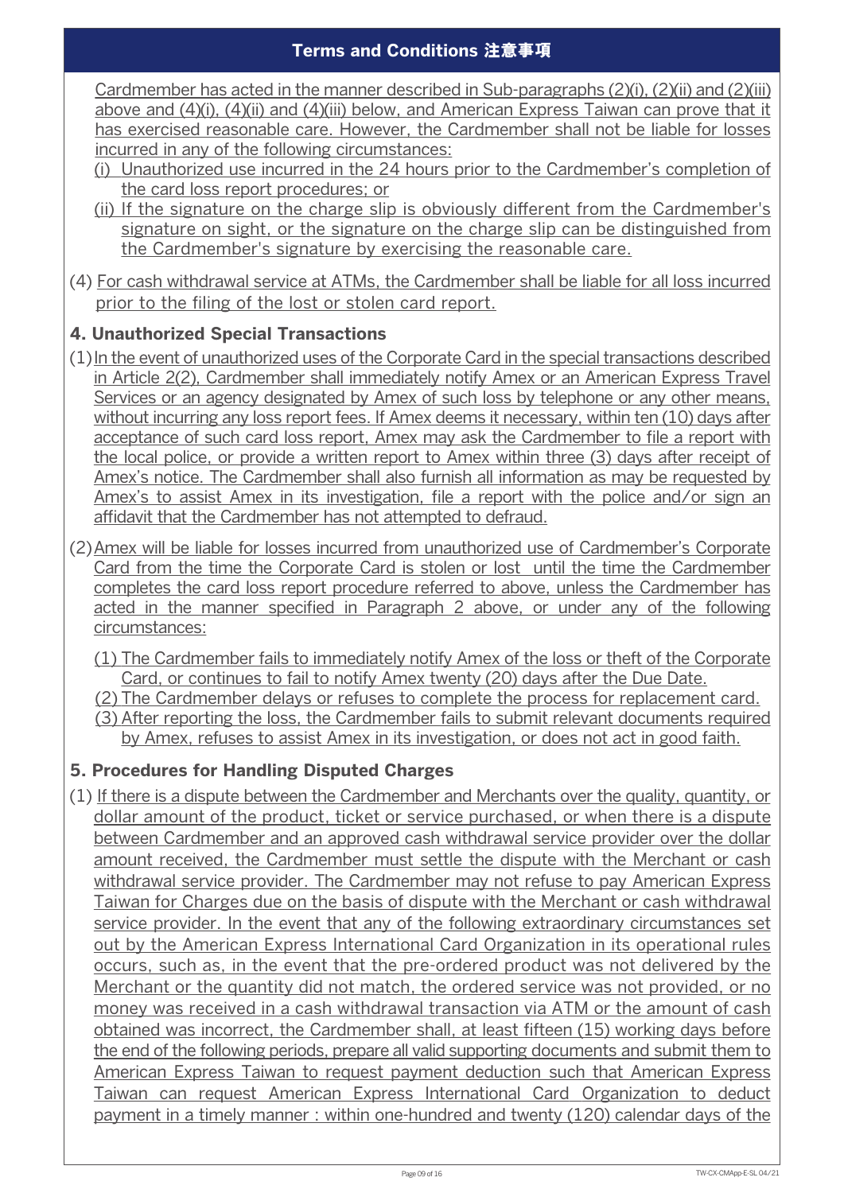Cardmember has acted in the manner described in Sub-paragraphs (2)(i), (2)(ii) and (2)(iii) above and (4)(i), (4)(ii) and (4)(iii) below, and American Express Taiwan can prove that it has exercised reasonable care. However, the Cardmember shall not be liable for losses incurred in any of the following circumstances:

(i) Unauthorized use incurred in the 24 hours prior to the Cardmember's completion of the card loss report procedures; or

(ii) If the signature on the charge slip is obviously different from the Cardmember's signature on sight, or the signature on the charge slip can be distinguished from the Cardmember's signature by exercising the reasonable care.

(4) For cash withdrawal service at ATMs, the Cardmember shall be liable for all loss incurred prior to the filing of the lost or stolen card report.

## 4. Unauthorized Special Transactions

(1) In the event of unauthorized uses of the Corporate Card in the special transactions described in Article 2(2), Cardmember shall immediately notify Amex or an American Express Travel Services or an agency designated by Amex of such loss by telephone or any other means, without incurring any loss report fees. If Amex deems it necessary, within ten (10) days after acceptance of such card loss report, Amex may ask the Cardmember to file a report with the local police, or provide a written report to Amex within three (3) days after receipt of Amex's notice. The Cardmember shall also furnish all information as may be requested by Amex's to assist Amex in its investigation, file a report with the police and/or sign an affidavit that the Cardmember has not attempted to defraud.

(2) Amex will be liable for losses incurred from unauthorized use of Cardmember's Corporate Card from the time the Corporate Card is stolen or lost until the time the Cardmember completes the card loss report procedure referred to above, unless the Cardmember has acted in the manner specified in Paragraph 2 above, or under any of the following circumstances:

(1) The Cardmember fails to immediately notify Amex of the loss or theft of the Corporate Card, or continues to fail to notify Amex twenty (20) days after the Due Date.

(2) The Cardmember delays or refuses to complete the process for replacement card.

(3) After reporting the loss, the Cardmember fails to submit relevant documents required by Amex, refuses to assist Amex in its investigation, or does not act in good faith.

## 5. Procedures for Handling Disputed Charges

(1) If there is a dispute between the Cardmember and Merchants over the quality, quantity, or dollar amount of the product, ticket or service purchased, or when there is a dispute between Cardmember and an approved cash withdrawal service provider over the dollar amount received, the Cardmember must settle the dispute with the Merchant or cash withdrawal service provider. The Cardmember may not refuse to pay American Express Taiwan for Charges due on the basis of dispute with the Merchant or cash withdrawal service provider. In the event that any of the following extraordinary circumstances set out by the American Express International Card Organization in its operational rules occurs, such as, in the event that the pre-ordered product was not delivered by the Merchant or the quantity did not match, the ordered service was not provided, or no money was received in a cash withdrawal transaction via ATM or the amount of cash obtained was incorrect, the Cardmember shall, at least fifteen (15) working days before the end of the following periods, prepare all valid supporting documents and submit them to American Express Taiwan to request payment deduction such that American Express Taiwan can request American Express International Card Organization to deduct payment in a timely manner : within one-hundred and twenty (120) calendar days of the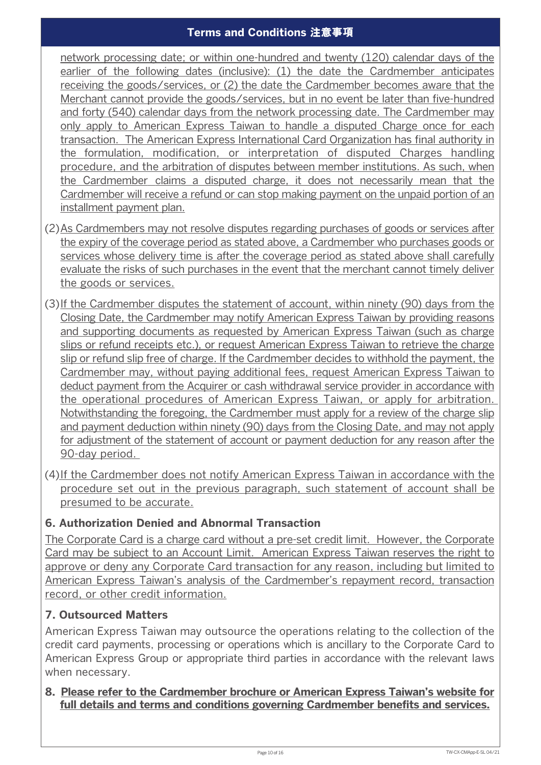## Terms and Conditions 注意事項

network processing date; or within one-hundred and twenty (120) calendar days of the earlier of the following dates (inclusive): (1) the date the Cardmember anticipates receiving the goods/services, or (2) the date the Cardmember becomes aware that the Merchant cannot provide the goods/services, but in no event be later than five-hundred and forty (540) calendar days from the network processing date. The Cardmember may only apply to American Express Taiwan to handle a disputed Charge once for each transaction. The American Express International Card Organization has final authority in the formulation, modification, or interpretation of disputed Charges handling procedure, and the arbitration of disputes between member institutions. As such, when the Cardmember claims a disputed charge, it does not necessarily mean that the Cardmember will receive a refund or can stop making payment on the unpaid portion of an installment payment plan.

(2) As Cardmembers may not resolve disputes regarding purchases of goods or services after the expiry of the coverage period as stated above, a Cardmember who purchases goods or services whose delivery time is after the coverage period as stated above shall carefully evaluate the risks of such purchases in the event that the merchant cannot timely deliver the goods or services.

(3) If the Cardmember disputes the statement of account, within ninety (90) days from the Closing Date, the Cardmember may notify American Express Taiwan by providing reasons and supporting documents as requested by American Express Taiwan (such as charge slips or refund receipts etc.), or request American Express Taiwan to retrieve the charge slip or refund slip free of charge. If the Cardmember decides to withhold the payment, the Cardmember may, without paying additional fees, request American Express Taiwan to deduct payment from the Acquirer or cash withdrawal service provider in accordance with the operational procedures of American Express Taiwan, or apply for arbitration. Notwithstanding the foregoing, the Cardmember must apply for a review of the charge slip and payment deduction within ninety (90) days from the Closing Date, and may not apply for adjustment of the statement of account or payment deduction for any reason after the 90-day period.

(4) If the Cardmember does not notify American Express Taiwan in accordance with the procedure set out in the previous paragraph, such statement of account shall be presumed to be accurate.

### 6. Authorization Denied and Abnormal Transaction

The Corporate Card is a charge card without a pre-set credit limit. However, the Corporate Card may be subject to an Account Limit. American Express Taiwan reserves the right to approve or deny any Corporate Card transaction for any reason, including but limited to American Express Taiwan's analysis of the Cardmember's repayment record, transaction record, or other credit information.

### 7. Outsourced Matters

American Express Taiwan may outsource the operations relating to the collection of the credit card payments, processing or operations which is ancillary to the Corporate Card to American Express Group or appropriate third parties in accordance with the relevant laws when necessary.

**8. Please refer to the Cardmember brochure or American Express Taiwan's website for full details and terms and conditions governing Cardmember benefits and services.**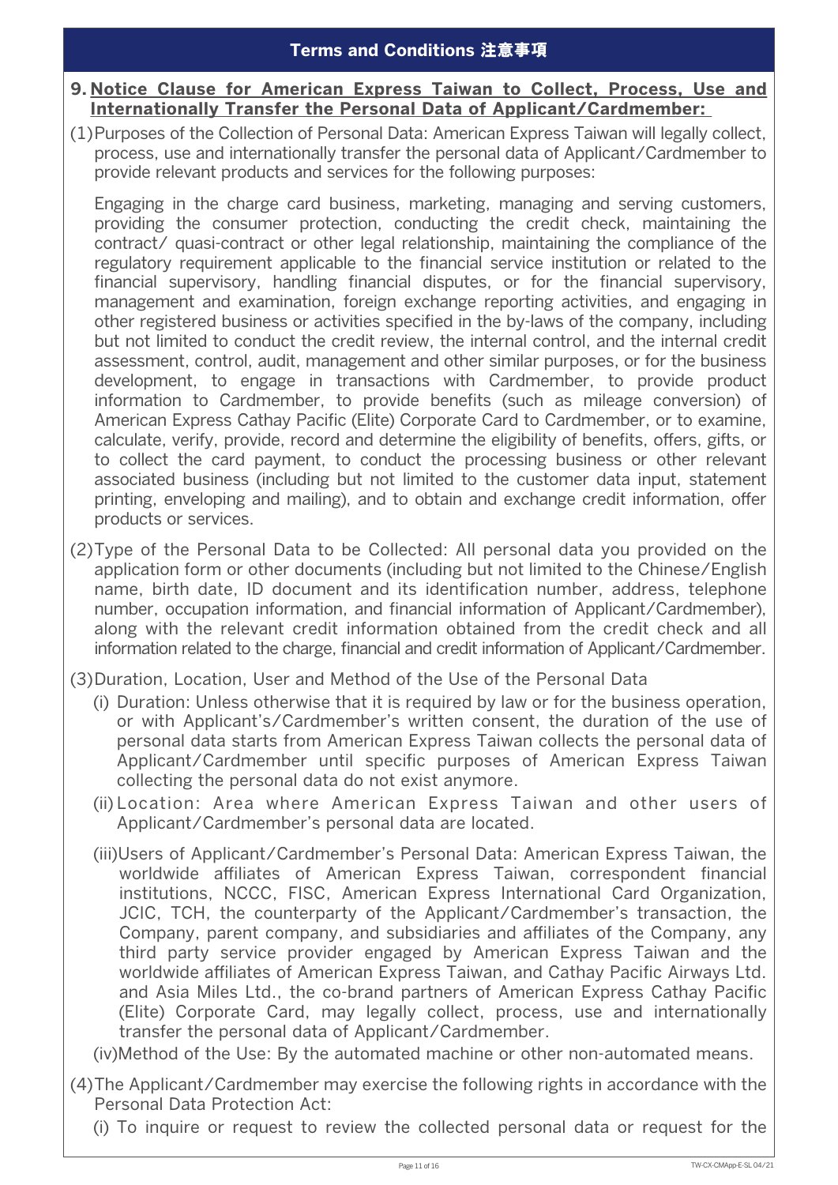## Terms and Conditions 注意事項

**9. Notice Clause for American Express Taiwan to Collect, Process, Use and Internationally Transfer the Personal Data of Applicant/Cardmember:**

(1) Purposes of the Collection of Personal Data: American Express Taiwan will legally collect, process, use and internationally transfer the personal data of Applicant/Cardmember to provide relevant products and services for the following purposes:

Engaging in the charge card business, marketing, managing and serving customers, providing the consumer protection, conducting the credit check, maintaining the contract/ quasi-contract or other legal relationship, maintaining the compliance of the regulatory requirement applicable to the financial service institution or related to the financial supervisory, handling financial disputes, or for the financial supervisory, management and examination, foreign exchange reporting activities, and engaging in other registered business or activities specified in the by-laws of the company, including but not limited to conduct the credit review, the internal control, and the internal credit assessment, control, audit, management and other similar purposes, or for the business development, to engage in transactions with Cardmember, to provide product information to Cardmember, to provide benefits (such as mileage conversion) of American Express Cathay Pacific (Elite) Corporate Card to Cardmember, or to examine, calculate, verify, provide, record and determine the eligibility of benefits, offers, gifts, or to collect the card payment, to conduct the processing business or other relevant associated business (including but not limited to the customer data input, statement printing, enveloping and mailing), and to obtain and exchange credit information, offer products or services.

(2) Type of the Personal Data to be Collected: All personal data you provided on the application form or other documents (including but not limited to the Chinese/English name, birth date, ID document and its identification number, address, telephone number, occupation information, and financial information of Applicant/Cardmember), along with the relevant credit information obtained from the credit check and all information related to the charge, financial and credit information of Applicant/Cardmember.

(3) Duration, Location, User and Method of the Use of the Personal Data

(i) Duration: Unless otherwise that it is required by law or for the business operation, or with Applicant's/Cardmember's written consent, the duration of the use of personal data starts from American Express Taiwan collects the personal data of Applicant/Cardmember until specific purposes of American Express Taiwan collecting the personal data do not exist anymore.

(ii) Location: Area where American Express Taiwan and other users of Applicant/Cardmember's personal data are located.

(iii) Users of Applicant/Cardmember's Personal Data: American Express Taiwan, the worldwide affiliates of American Express Taiwan, correspondent financial institutions, NCCC, FISC, American Express International Card Organization, JCIC, TCH, the counterparty of the Applicant/Cardmember's transaction, the Company, parent company, and subsidiaries and affiliates of the Company, any third party service provider engaged by American Express Taiwan and the worldwide affiliates of American Express Taiwan, and Cathay Pacific Airways Ltd. and Asia Miles Ltd., the co-brand partners of American Express Cathay Pacific (Elite) Corporate Card, may legally collect, process, use and internationally transfer the personal data of Applicant/Cardmember.

(iv) Method of the Use: By the automated machine or other non-automated means.

(4) The Applicant/Cardmember may exercise the following rights in accordance with the Personal Data Protection Act:

(i) To inquire or request to review the collected personal data or request for the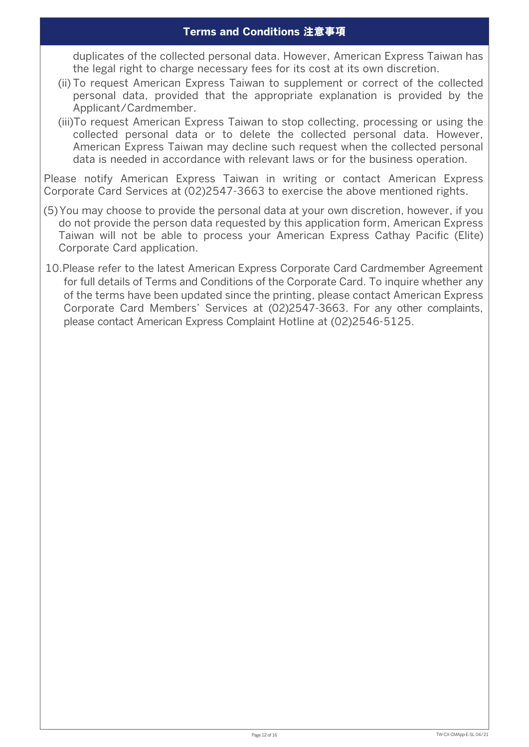## Terms and Conditions 注意事項

duplicates of the collected personal data. However, American Express Taiwan has the legal right to charge necessary fees for its cost at its own discretion.

(ii) To request American Express Taiwan to supplement or correct of the collected personal data, provided that the appropriate explanation is provided by the Applicant/Cardmember.

(iii)To request American Express Taiwan to stop collecting, processing or using the collected personal data or to delete the collected personal data. However, American Express Taiwan may decline such request when the collected personal data is needed in accordance with relevant laws or for the business operation.

Please notify American Express Taiwan in writing or contact American Express Corporate Card Services at (02)2547-3663 to exercise the above mentioned rights.

(5) You may choose to provide the personal data at your own discretion, however, if you do not provide the person data requested by this application form, American Express Taiwan will not be able to process your American Express Cathay Pacific (Elite) Corporate Card application.

10. Please refer to the latest American Express Corporate Card Cardmember Agreement for full details of Terms and Conditions of the Corporate Card. To inquire whether any of the terms have been updated since the printing, please contact American Express Corporate Card Members' Services at (02)2547-3663. For any other complaints, please contact American Express Complaint Hotline at (02)2546-5125.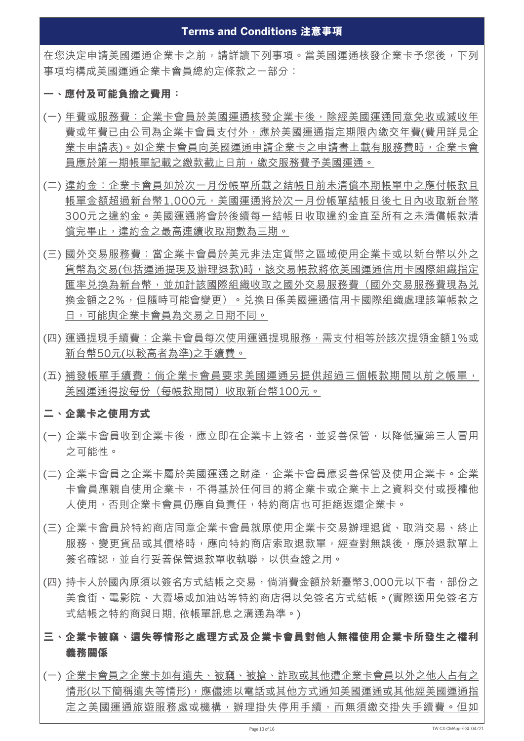## Terms and Conditions 注意事項

在您決定申請美國運通企業卡之前，請詳讀下列事項。當美國運通核發企業卡予您後，下列事項均構成美國運通企業卡會員總約定條款之一部分：

### 一、應付及可能負擔之費用：

(一) 年費或服務費：企業卡會員於美國運通核發企業卡後，除經美國運通同意免收或減收年費或年費已由公司為企業卡會員支付外，應於美國運通指定期限內繳交年費(費用詳見企業卡申請表)。如企業卡會員向美國運通申請企業卡之申請書上載有服務費時，企業卡會員應於第一期帳單記載之繳款截止日前，繳交服務費予美國運通。

(二) 違約金：企業卡會員如於次一月份帳單所載之結帳日前未清償本期帳單中之應付帳款且帳單金額超過新台幣1,000元，美國運通將於次一月份帳單結帳日後七日內收取新台幣300元之違約金。美國運通將會於後續每一結帳日收取違約金直至所有之未清償帳款清償完畢止，違約金之最高連續收取期數為三期。

(三) 國外交易服務費：當企業卡會員於美元非法定貨幣之區域使用企業卡或以新台幣以外之貨幣為交易(包括運通提現及辦理退款)時，該交易帳款將依美國運通信用卡國際組織指定匯率兌換為新台幣，並加計該國際組織收取之國外交易服務費（國外交易服務費現為兌換金額之2%，但隨時可能會變更）。兌換日係美國運通信用卡國際組織處理該筆帳款之日，可能與企業卡會員為交易之日期不同。

(四) 運通提現手續費：企業卡會員每次使用運通提現服務，需支付相等於該次提領金額1%或新台幣50元(以較高者為準)之手續費。

(五) 補發帳單手續費：倘企業卡會員要求美國運通另提供超過三個帳款期間以前之帳單，美國運通得按每份（每帳款期間）收取新台幣100元。

### 二、企業卡之使用方式

(一) 企業卡會員收到企業卡後，應立即在企業卡上簽名，並妥善保管，以降低遭第三人冒用之可能性。

(二) 企業卡會員之企業卡屬於美國運通之財產，企業卡會員應妥善保管及使用企業卡。企業卡會員應親自使用企業卡，不得基於任何目的將企業卡或企業卡上之資料交付或授權他人使用，否則企業卡會員仍應自負責任，特約商店也可拒絕返還企業卡。

(三) 企業卡會員於特約商店同意企業卡會員就原使用企業卡交易辦理退貨、取消交易、終止服務、變更貨品或其價格時，應向特約商店索取退款單，經查對無誤後，應於退款單上簽名確認，並自行妥善保管退款單收執聯，以供查證之用。

(四) 持卡人於國內原須以簽名方式結帳之交易，倘消費金額於新臺幣3,000元以下者，部份之美食街、電影院、大賣場或加油站等特約商店得以免簽名方式結帳。(實際適用免簽名方式結帳之特約商與日期, 依帳單訊息之溝通為準。)

### 三、企業卡被竊、遺失等情形之處理方式及企業卡會員對他人無權使用企業卡所發生之權利義務關係

(一) 企業卡會員之企業卡如有遺失、被竊、被搶、詐取或其他遭企業卡會員以外之他人占有之情形(以下簡稱遺失等情形)，應儘速以電話或其他方式通知美國運通或其他經美國運通指定之美國運通旅遊服務處或機構，辦理掛失停用手續，而無須繳交掛失手續費。但如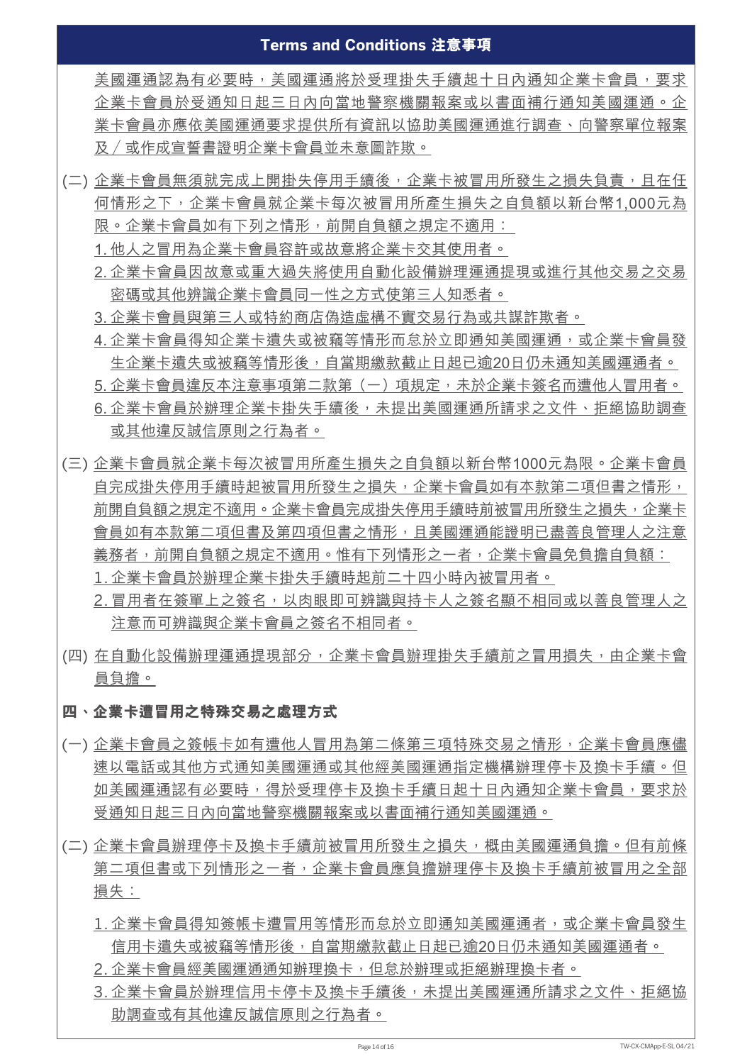## Terms and Conditions 注意事項

美國運通認為有必要時，美國運通將於受理掛失手續起十日內通知企業卡會員，要求企業卡會員於受通知日起三日內向當地警察機關報案或以書面補行通知美國運通。企業卡會員亦應依美國運通要求提供所有資訊以協助美國運通進行調查、向警察單位報案及／或作成宣誓書證明企業卡會員並未意圖詐欺。

(二) 企業卡會員無須就完成上開掛失停用手續後，企業卡被冒用所發生之損失負責，且在任何情形之下，企業卡會員就企業卡每次被冒用所產生損失之自負額以新台幣1,000元為限。企業卡會員如有下列之情形，前開自負額之規定不適用：

1. 他人之冒用為企業卡會員容許或故意將企業卡交其使用者。
2. 企業卡會員因故意或重大過失將使用自動化設備辦理運通提現或進行其他交易之交易密碼或其他辨識企業卡會員同一性之方式使第三人知悉者。
3. 企業卡會員與第三人或特約商店偽造虛構不實交易行為或共謀詐欺者。
4. 企業卡會員得知企業卡遺失或被竊等情形而怠於立即通知美國運通，或企業卡會員發生企業卡遺失或被竊等情形後，自當期繳款截止日起已逾20日仍未通知美國運通者。
5. 企業卡會員違反本注意事項第二款第（一）項規定，未於企業卡簽名而遭他人冒用者。
6. 企業卡會員於辦理企業卡掛失手續後，未提出美國運通所請求之文件、拒絕協助調查或其他違反誠信原則之行為者。

(三) 企業卡會員就企業卡每次被冒用所產生損失之自負額以新台幣1000元為限。企業卡會員自完成掛失停用手續時起被冒用所發生之損失，企業卡會員如有本款第二項但書之情形，前開自負額之規定不適用。企業卡會員完成掛失停用手續時前被冒用所發生之損失，企業卡會員如有本款第二項但書及第四項但書之情形，且美國運通能證明已盡善良管理人之注意義務者，前開自負額之規定不適用。惟有下列情形之一者，企業卡會員免負擔自負額：

1. 企業卡會員於辦理企業卡掛失手續時起前二十四小時內被冒用者。
2. 冒用者在簽單上之簽名，以肉眼即可辨識與持卡人之簽名顯不相同或以善良管理人之注意而可辨識與企業卡會員之簽名不相同者。

(四) 在自動化設備辦理運通提現部分，企業卡會員辦理掛失手續前之冒用損失，由企業卡會員負擔。

### 四、企業卡遭冒用之特殊交易之處理方式

(一) 企業卡會員之簽帳卡如有遭他人冒用為第二條第三項特殊交易之情形，企業卡會員應儘速以電話或其他方式通知美國運通或其他經美國運通指定機構辦理停卡及換卡手續。但如美國運通認有必要時，得於受理停卡及換卡手續日起十日內通知企業卡會員，要求於受通知日起三日內向當地警察機關報案或以書面補行通知美國運通。

(二) 企業卡會員辦理停卡及換卡手續前被冒用所發生之損失，概由美國運通負擔。但有前條第二項但書或下列情形之一者，企業卡會員應負擔辦理停卡及換卡手續前被冒用之全部損失：

1. 企業卡會員得知簽帳卡遭冒用等情形而怠於立即通知美國運通者，或企業卡會員發生信用卡遺失或被竊等情形後，自當期繳款截止日起已逾20日仍未通知美國運通者。
2. 企業卡會員經美國運通通知辦理換卡，但怠於辦理或拒絕辦理換卡者。
3. 企業卡會員於辦理信用卡停卡及換卡手續後，未提出美國運通所請求之文件、拒絕協助調查或有其他違反誠信原則之行為者。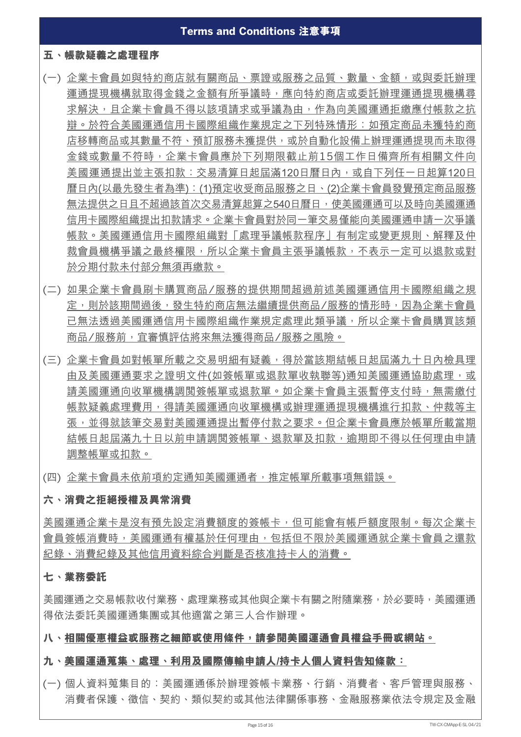## Terms and Conditions 注意事項

### 五、帳款疑義之處理程序

(一) 企業卡會員如與特約商店就有關商品、票證或服務之品質、數量、金額，或與委託辦理運通提現機構就取得金錢之金額有所爭議時，應向特約商店或委託辦理運通提現機構尋求解決，且企業卡會員不得以該項請求或爭議為由，作為向美國運通拒繳應付帳款之抗辯。於符合美國運通信用卡國際組織作業規定之下列特殊情形：如預定商品未獲特約商店移轉商品或其數量不符、預訂服務未獲提供，或於自動化設備上辦理運通提現而未取得金錢或數量不符時，企業卡會員應於下列期限截止前15個工作日備齊所有相關文件向美國運通提出並主張扣款：交易清算日起屆滿120日曆日內，或自下列任一日起算120日曆日內(以最先發生者為準)：(1)預定收受商品服務之日、(2)企業卡會員發覺預定商品服務無法提供之日且不超過該首次交易清算起算之540日曆日，使美國運通可以及時向美國運通信用卡國際組織提出扣款請求。企業卡會員對於同一筆交易僅能向美國運通申請一次爭議帳款。美國運通信用卡國際組織對「處理爭議帳款程序」有制定或變更規則、解釋及仲裁會員機構爭議之最終權限，所以企業卡會員主張爭議帳款，不表示一定可以退款或對於分期付款未付部分無須再繳款。

(二) 如果企業卡會員刷卡購買商品/服務的提供期間超過前述美國運通信用卡國際組織之規定，則於該期間過後，發生特約商店無法繼續提供商品/服務的情形時，因為企業卡會員已無法透過美國運通信用卡國際組織作業規定處理此類爭議，所以企業卡會員購買該類商品/服務前，宜審慎評估將來無法獲得商品/服務之風險。

(三) 企業卡會員如對帳單所載之交易明細有疑義，得於當該期結帳日起屆滿九十日內檢具理由及美國運通要求之證明文件(如簽帳單或退款單收執聯等)通知美國運通協助處理，或請美國運通向收單機構調閱簽帳單或退款單。如企業卡會員主張暫停支付時，無需繳付帳款疑義處理費用，得請美國運通向收單機構或辦理運通提現機構進行扣款、仲裁等主張，並得就該筆交易對美國運通提出暫停付款之要求。但企業卡會員應於帳單所載當期結帳日起屆滿九十日以前申請調閱簽帳單、退款單及扣款，逾期即不得以任何理由申請調整帳單或扣款。

(四) 企業卡會員未依前項約定通知美國運通者，推定帳單所載事項無錯誤。

### 六、消費之拒絕授權及異常消費

美國運通企業卡是沒有預先設定消費額度的簽帳卡，但可能會有帳戶額度限制。每次企業卡會員簽帳消費時，美國運通有權基於任何理由，包括但不限於美國運通就企業卡會員之還款紀錄、消費紀錄及其他信用資料綜合判斷是否核准持卡人的消費。

### 七、業務委託

美國運通之交易帳款收付業務、處理業務或其他與企業卡有關之附隨業務，於必要時，美國運通得依法委託美國運通集團或其他適當之第三人合作辦理。

### 八、相關優惠權益或服務之細節或使用條件，請參閱美國運通會員權益手冊或網站。

### 九、美國運通蒐集、處理、利用及國際傳輸申請人/持卡人個人資料告知條款：

(一) 個人資料蒐集目的：美國運通係於辦理簽帳卡業務、行銷、消費者、客戶管理與服務、消費者保護、徵信、契約、類似契約或其他法律關係事務、金融服務業依法令規定及金融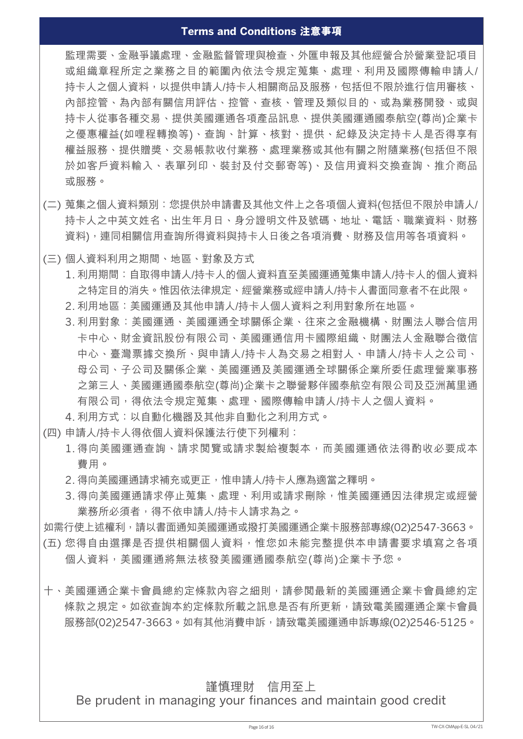## Terms and Conditions 注意事項

監理需要、金融爭議處理、金融監督管理與檢查、外匯申報及其他經營合於營業登記項目或組織章程所定之業務之目的範圍內依法令規定蒐集、處理、利用及國際傳輸申請人/持卡人之個人資料，以提供申請人/持卡人相關商品及服務，包括但不限於進行信用審核、內部控管、為內部有關信用評估、控管、查核、管理及類似目的、或為業務開發、或與持卡人從事各種交易、提供美國運通各項產品訊息、提供美國運通國泰航空(尊尚)企業卡之優惠權益(如哩程轉換等)、查詢、計算、核對、提供、紀錄及決定持卡人是否得享有權益服務、提供贈獎、交易帳款收付業務、處理業務或其他有關之附隨業務(包括但不限於如客戶資料輸入、表單列印、裝封及付交郵寄等)、及信用資料交換查詢、推介商品或服務。

(二) 蒐集之個人資料類別：您提供於申請書及其他文件上之各項個人資料(包括但不限於申請人/持卡人之中英文姓名、出生年月日、身分證明文件及號碼、地址、電話、職業資料、財務資料)，連同相關信用查詢所得資料與持卡人日後之各項消費、財務及信用等各項資料。

(三) 個人資料利用之期間、地區、對象及方式

1. 利用期間：自取得申請人/持卡人的個人資料直至美國運通蒐集申請人/持卡人的個人資料之特定目的消失。惟因依法律規定、經營業務或經申請人/持卡人書面同意者不在此限。
2. 利用地區：美國運通及其他申請人/持卡人個人資料之利用對象所在地區。
3. 利用對象：美國運通、美國運通全球關係企業、往來之金融機構、財團法人聯合信用卡中心、財金資訊股份有限公司、美國運通信用卡國際組織、財團法人金融聯合徵信中心、臺灣票據交換所、與申請人/持卡人為交易之相對人、申請人/持卡人之公司、母公司、子公司及關係企業、美國運通及美國運通全球關係企業所委任處理營業事務之第三人、美國運通國泰航空(尊尚)企業卡之聯營夥伴國泰航空有限公司及亞洲萬里通有限公司，得依法令規定蒐集、處理、國際傳輸申請人/持卡人之個人資料。
4. 利用方式：以自動化機器及其他非自動化之利用方式。

(四) 申請人/持卡人得依個人資料保護法行使下列權利：

1. 得向美國運通查詢、請求閱覽或請求製給複製本，而美國運通依法得酌收必要成本費用。
2. 得向美國運通請求補充或更正，惟申請人/持卡人應為適當之釋明。
3. 得向美國運通請求停止蒐集、處理、利用或請求刪除，惟美國運通因法律規定或經營業務所必須者，得不依申請人/持卡人請求為之。

如需行使上述權利，請以書面通知美國運通或撥打美國運通企業卡服務部專線(02)2547-3663。

(五) 您得自由選擇是否提供相關個人資料，惟您如未能完整提供本申請書要求填寫之各項個人資料，美國運通將無法核發美國運通國泰航空(尊尚)企業卡予您。

十、美國運通企業卡會員總約定條款內容之細則，請參閱最新的美國運通企業卡會員總約定條款之規定。如欲查詢本約定條款所載之訊息是否有所更新，請致電美國運通企業卡會員服務部(02)2547-3663。如有其他消費申訴，請致電美國運通申訴專線(02)2546-5125。

謹慎理財　信用至上

Be prudent in managing your finances and maintain good credit

TW-CX-CMApp-E-SL 04/21